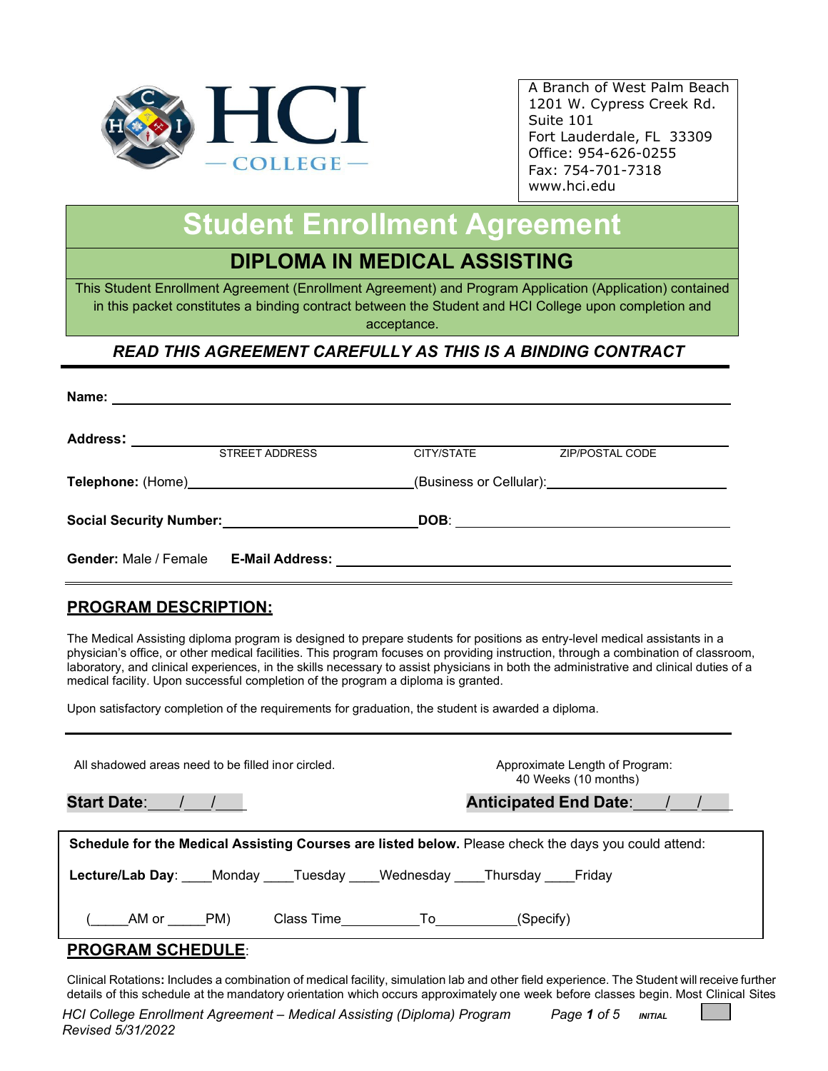A Branch of West Palm Beach
1201 W. Cypress Creek Rd.
Suite 101
Fort Lauderdale, FL 33309
Office: 954-626-0255
Fax: 754-701-7318
www.hci.edu

# Student Enrollment Agreement

## DIPLOMA IN MEDICAL ASSISTING

This Student Enrollment Agreement (Enrollment Agreement) and Program Application (Application) contained in this packet constitutes a binding contract between the Student and HCI College upon completion and acceptance.

***READ THIS AGREEMENT CAREFULLY AS THIS IS A BINDING CONTRACT***

**Name:** ______________________________________________

**Address:** ______________________________________________
STREET ADDRESS CITY/STATE ZIP/POSTAL CODE

**Telephone:** (Home)______________________ (Business or Cellular):______________________

**Social Security Number:**______________________ **DOB**: ______________________

**Gender:** Male / Female **E-Mail Address:** ______________________

## PROGRAM DESCRIPTION:

The Medical Assisting diploma program is designed to prepare students for positions as entry-level medical assistants in a physician's office, or other medical facilities. This program focuses on providing instruction, through a combination of classroom, laboratory, and clinical experiences, in the skills necessary to assist physicians in both the administrative and clinical duties of a medical facility. Upon successful completion of the program a diploma is granted.

Upon satisfactory completion of the requirements for graduation, the student is awarded a diploma.

All shadowed areas need to be filled inor circled.

Approximate Length of Program: 40 Weeks (10 months)

**Start Date**:___/___/___ **Anticipated End Date**:___/___/___

**Schedule for the Medical Assisting Courses are listed below.** Please check the days you could attend:

**Lecture/Lab Day**: ____Monday ____Tuesday ____Wednesday ____Thursday ____Friday

(_____AM or _____PM) Class Time__________To__________(Specify)

## PROGRAM SCHEDULE:

Clinical Rotations**:** Includes a combination of medical facility, simulation lab and other field experience. The Student will receive further details of this schedule at the mandatory orientation which occurs approximately one week before classes begin. Most Clinical Sites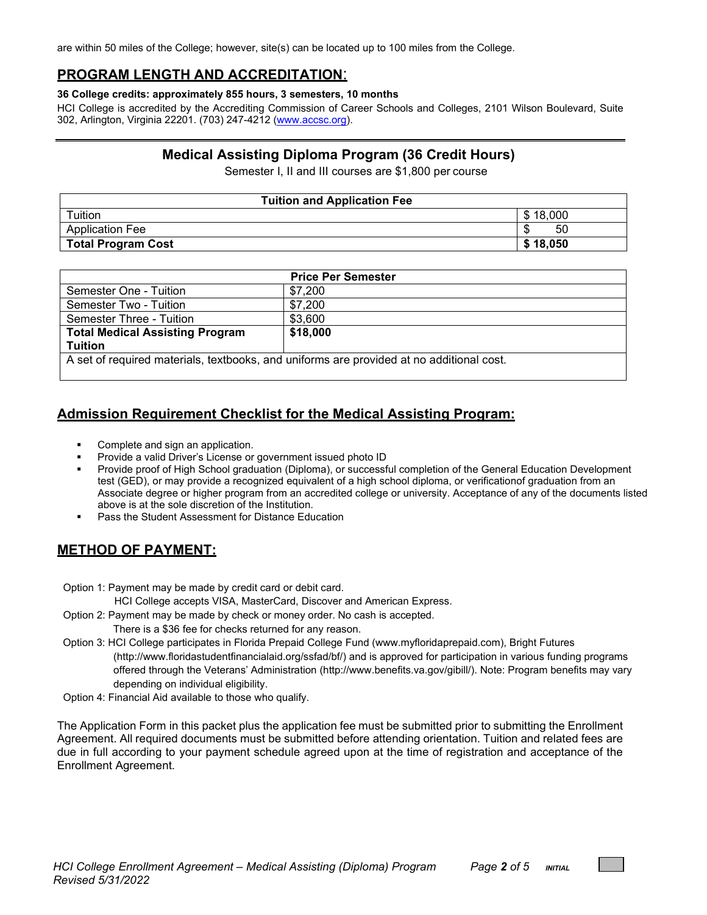are within 50 miles of the College; however, site(s) can be located up to 100 miles from the College.

## PROGRAM LENGTH AND ACCREDITATION:

**36 College credits: approximately 855 hours, 3 semesters, 10 months**

HCI College is accredited by the Accrediting Commission of Career Schools and Colleges, 2101 Wilson Boulevard, Suite 302, Arlington, Virginia 22201. (703) 247-4212 (www.accsc.org).

---

## Medical Assisting Diploma Program (36 Credit Hours)

Semester I, II and III courses are $1,800 per course

| Tuition and Application Fee | |
|---|---|
| Tuition | $ 18,000 |
| Application Fee | $ 50 |
| **Total Program Cost** | **$ 18,050** |

| Price Per Semester | |
|---|---|
| Semester One - Tuition | $7,200 |
| Semester Two - Tuition | $7,200 |
| Semester Three - Tuition | $3,600 |
| **Total Medical Assisting Program Tuition** | **$18,000** |
| A set of required materials, textbooks, and uniforms are provided at no additional cost. | |

## Admission Requirement Checklist for the Medical Assisting Program:

- Complete and sign an application.
- Provide a valid Driver's License or government issued photo ID
- Provide proof of High School graduation (Diploma), or successful completion of the General Education Development test (GED), or may provide a recognized equivalent of a high school diploma, or verificationof graduation from an Associate degree or higher program from an accredited college or university. Acceptance of any of the documents listed above is at the sole discretion of the Institution.
- Pass the Student Assessment for Distance Education

## METHOD OF PAYMENT:

Option 1: Payment may be made by credit card or debit card.
HCI College accepts VISA, MasterCard, Discover and American Express.

Option 2: Payment may be made by check or money order. No cash is accepted.
There is a $36 fee for checks returned for any reason.

Option 3: HCI College participates in Florida Prepaid College Fund (www.myfloridaprepaid.com), Bright Futures (http://www.floridastudentfinancialaid.org/ssfad/bf/) and is approved for participation in various funding programs offered through the Veterans' Administration (http://www.benefits.va.gov/gibill/). Note: Program benefits may vary depending on individual eligibility.

Option 4: Financial Aid available to those who qualify.

The Application Form in this packet plus the application fee must be submitted prior to submitting the Enrollment Agreement. All required documents must be submitted before attending orientation. Tuition and related fees are due in full according to your payment schedule agreed upon at the time of registration and acceptance of the Enrollment Agreement.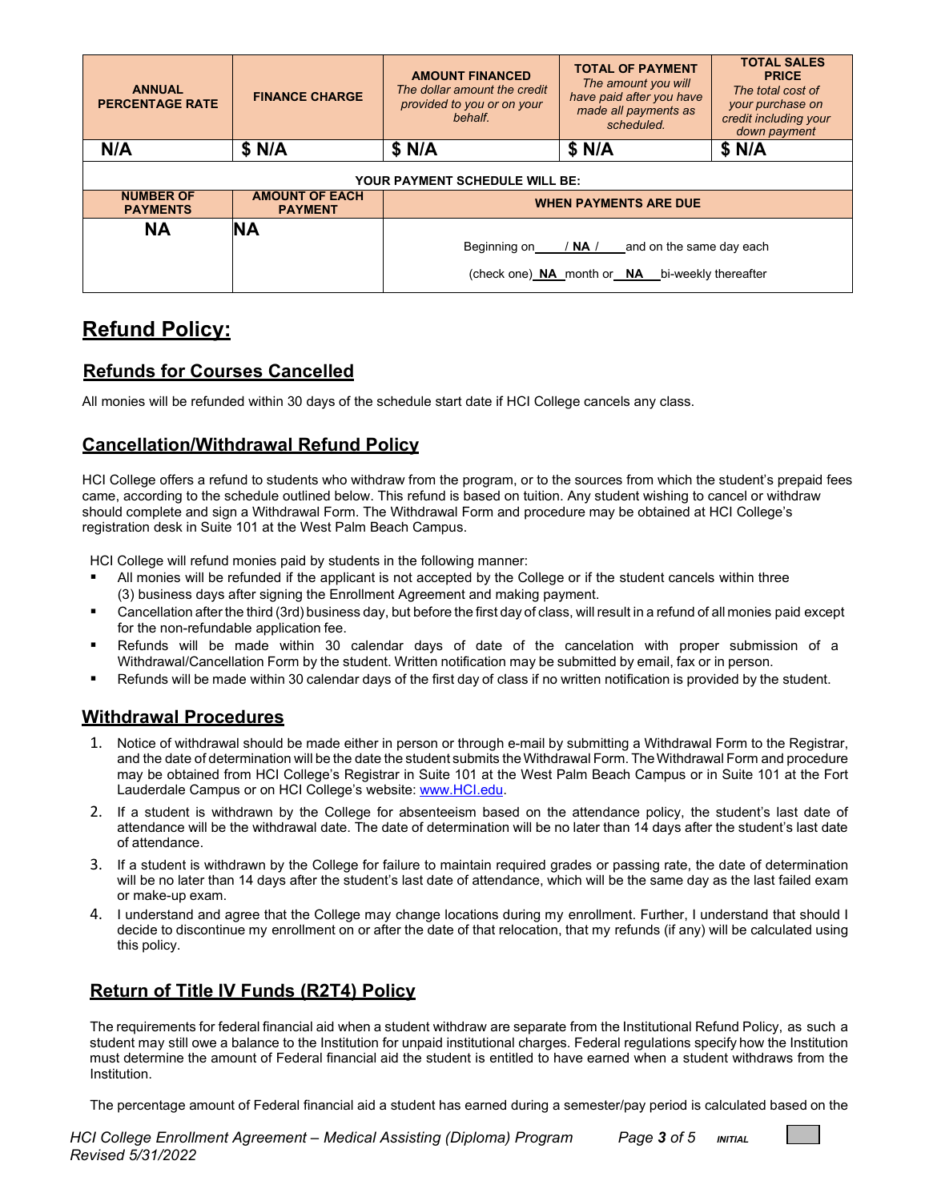| ANNUAL PERCENTAGE RATE | FINANCE CHARGE | AMOUNT FINANCED *The dollar amount the credit provided to you or on your behalf.* | TOTAL OF PAYMENT *The amount you will have paid after you have made all payments as scheduled.* | TOTAL SALES PRICE *The total cost of your purchase on credit including your down payment* |
|---|---|---|---|---|
| **N/A** | **$ N/A** | **$ N/A** | **$ N/A** | **$ N/A** |

**YOUR PAYMENT SCHEDULE WILL BE:**

| NUMBER OF PAYMENTS | AMOUNT OF EACH PAYMENT | WHEN PAYMENTS ARE DUE |
|---|---|---|
| **NA** | **NA** | Beginning on ___/ **NA** /___ and on the same day each (check one) **NA** month or **NA** bi-weekly thereafter |

# Refund Policy:

## Refunds for Courses Cancelled

All monies will be refunded within 30 days of the schedule start date if HCI College cancels any class.

## Cancellation/Withdrawal Refund Policy

HCI College offers a refund to students who withdraw from the program, or to the sources from which the student's prepaid fees came, according to the schedule outlined below. This refund is based on tuition. Any student wishing to cancel or withdraw should complete and sign a Withdrawal Form. The Withdrawal Form and procedure may be obtained at HCI College's registration desk in Suite 101 at the West Palm Beach Campus.

HCI College will refund monies paid by students in the following manner:

- All monies will be refunded if the applicant is not accepted by the College or if the student cancels within three (3) business days after signing the Enrollment Agreement and making payment.
- Cancellation after the third (3rd) business day, but before the first day of class, will result in a refund of all monies paid except for the non-refundable application fee.
- Refunds will be made within 30 calendar days of date of the cancelation with proper submission of a Withdrawal/Cancellation Form by the student. Written notification may be submitted by email, fax or in person.
- Refunds will be made within 30 calendar days of the first day of class if no written notification is provided by the student.

## Withdrawal Procedures

1. Notice of withdrawal should be made either in person or through e-mail by submitting a Withdrawal Form to the Registrar, and the date of determination will be the date the student submits the Withdrawal Form. The Withdrawal Form and procedure may be obtained from HCI College's Registrar in Suite 101 at the West Palm Beach Campus or in Suite 101 at the Fort Lauderdale Campus or on HCI College's website: www.HCI.edu.
2. If a student is withdrawn by the College for absenteeism based on the attendance policy, the student's last date of attendance will be the withdrawal date. The date of determination will be no later than 14 days after the student's last date of attendance.
3. If a student is withdrawn by the College for failure to maintain required grades or passing rate, the date of determination will be no later than 14 days after the student's last date of attendance, which will be the same day as the last failed exam or make-up exam.
4. I understand and agree that the College may change locations during my enrollment. Further, I understand that should I decide to discontinue my enrollment on or after the date of that relocation, that my refunds (if any) will be calculated using this policy.

## Return of Title IV Funds (R2T4) Policy

The requirements for federal financial aid when a student withdraw are separate from the Institutional Refund Policy, as such a student may still owe a balance to the Institution for unpaid institutional charges. Federal regulations specify how the Institution must determine the amount of Federal financial aid the student is entitled to have earned when a student withdraws from the Institution.

The percentage amount of Federal financial aid a student has earned during a semester/pay period is calculated based on the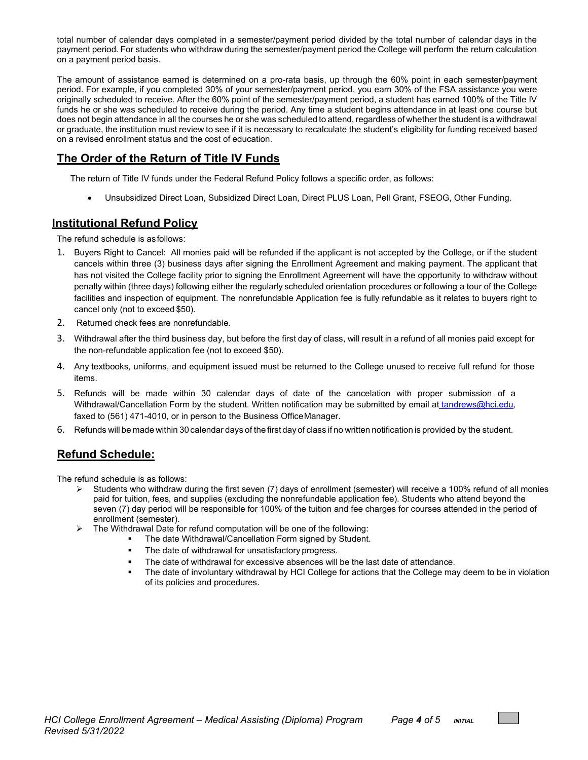total number of calendar days completed in a semester/payment period divided by the total number of calendar days in the payment period. For students who withdraw during the semester/payment period the College will perform the return calculation on a payment period basis.

The amount of assistance earned is determined on a pro-rata basis, up through the 60% point in each semester/payment period. For example, if you completed 30% of your semester/payment period, you earn 30% of the FSA assistance you were originally scheduled to receive. After the 60% point of the semester/payment period, a student has earned 100% of the Title IV funds he or she was scheduled to receive during the period. Any time a student begins attendance in at least one course but does not begin attendance in all the courses he or she was scheduled to attend, regardless of whether the student is a withdrawal or graduate, the institution must review to see if it is necessary to recalculate the student's eligibility for funding received based on a revised enrollment status and the cost of education.

## The Order of the Return of Title IV Funds

The return of Title IV funds under the Federal Refund Policy follows a specific order, as follows:

- Unsubsidized Direct Loan, Subsidized Direct Loan, Direct PLUS Loan, Pell Grant, FSEOG, Other Funding.

## Institutional Refund Policy

The refund schedule is as follows:

1. Buyers Right to Cancel: All monies paid will be refunded if the applicant is not accepted by the College, or if the student cancels within three (3) business days after signing the Enrollment Agreement and making payment. The applicant that has not visited the College facility prior to signing the Enrollment Agreement will have the opportunity to withdraw without penalty within (three days) following either the regularly scheduled orientation procedures or following a tour of the College facilities and inspection of equipment. The nonrefundable Application fee is fully refundable as it relates to buyers right to cancel only (not to exceed $50).
2. Returned check fees are nonrefundable.
3. Withdrawal after the third business day, but before the first day of class, will result in a refund of all monies paid except for the non-refundable application fee (not to exceed $50).
4. Any textbooks, uniforms, and equipment issued must be returned to the College unused to receive full refund for those items.
5. Refunds will be made within 30 calendar days of date of the cancelation with proper submission of a Withdrawal/Cancellation Form by the student. Written notification may be submitted by email at tandrews@hci.edu, faxed to (561) 471-4010, or in person to the Business Office Manager.
6. Refunds will be made within 30 calendar days of the first day of class if no written notification is provided by the student.

## Refund Schedule:

The refund schedule is as follows:

- Students who withdraw during the first seven (7) days of enrollment (semester) will receive a 100% refund of all monies paid for tuition, fees, and supplies (excluding the nonrefundable application fee). Students who attend beyond the seven (7) day period will be responsible for 100% of the tuition and fee charges for courses attended in the period of enrollment (semester).
- The Withdrawal Date for refund computation will be one of the following:
  - The date Withdrawal/Cancellation Form signed by Student.
  - The date of withdrawal for unsatisfactory progress.
  - The date of withdrawal for excessive absences will be the last date of attendance.
  - The date of involuntary withdrawal by HCI College for actions that the College may deem to be in violation of its policies and procedures.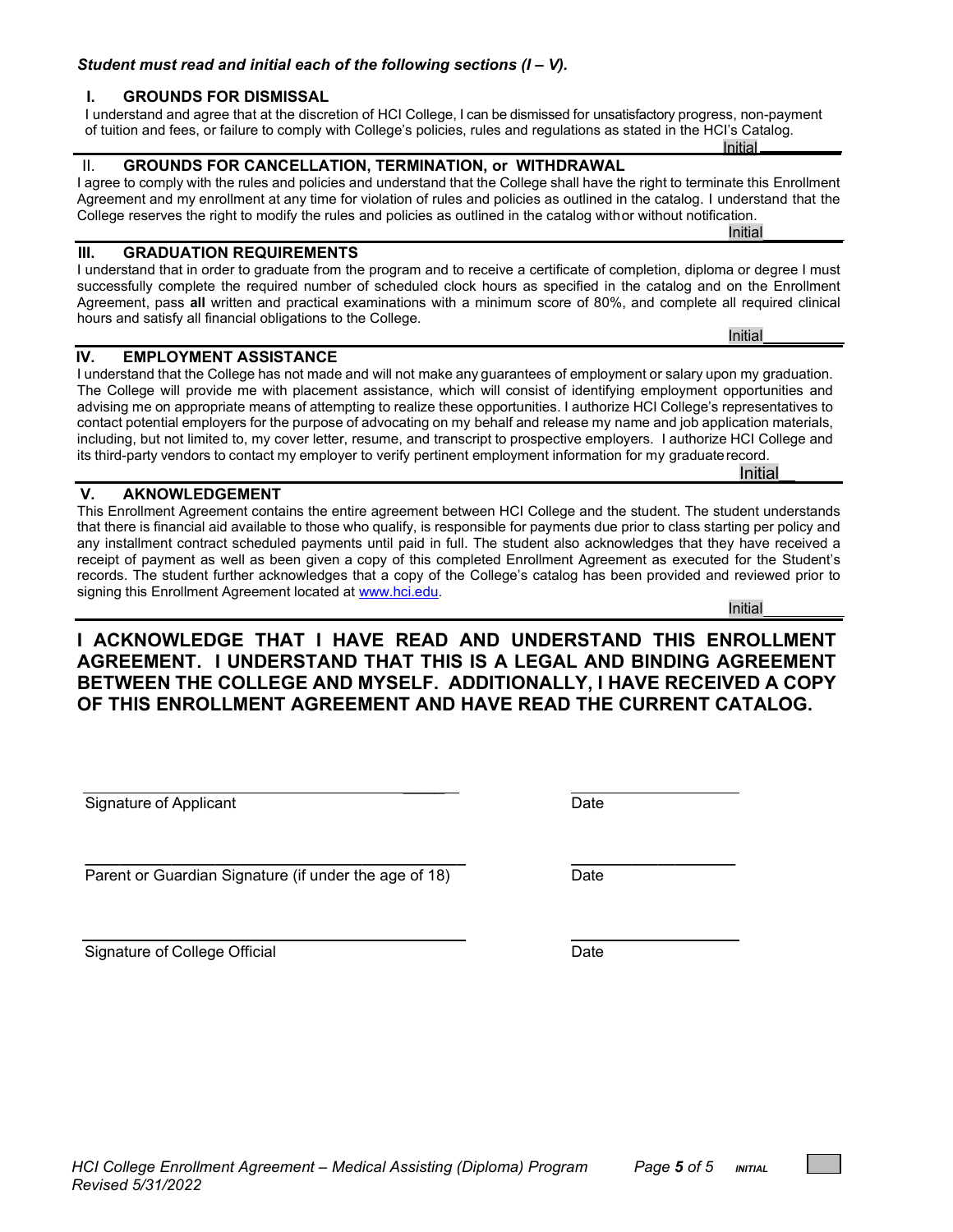***Student must read and initial each of the following sections (I – V).***

### I. GROUNDS FOR DISMISSAL

I understand and agree that at the discretion of HCI College, I can be dismissed for unsatisfactory progress, non-payment of tuition and fees, or failure to comply with College's policies, rules and regulations as stated in the HCI's Catalog.

Initial__________

### II. GROUNDS FOR CANCELLATION, TERMINATION, or WITHDRAWAL

I agree to comply with the rules and policies and understand that the College shall have the right to terminate this Enrollment Agreement and my enrollment at any time for violation of rules and policies as outlined in the catalog. I understand that the College reserves the right to modify the rules and policies as outlined in the catalog withor without notification.

Initial__________

### III. GRADUATION REQUIREMENTS

I understand that in order to graduate from the program and to receive a certificate of completion, diploma or degree I must successfully complete the required number of scheduled clock hours as specified in the catalog and on the Enrollment Agreement, pass **all** written and practical examinations with a minimum score of 80%, and complete all required clinical hours and satisfy all financial obligations to the College.

Initial__________

### IV. EMPLOYMENT ASSISTANCE

I understand that the College has not made and will not make any guarantees of employment or salary upon my graduation. The College will provide me with placement assistance, which will consist of identifying employment opportunities and advising me on appropriate means of attempting to realize these opportunities. I authorize HCI College's representatives to contact potential employers for the purpose of advocating on my behalf and release my name and job application materials, including, but not limited to, my cover letter, resume, and transcript to prospective employers. I authorize HCI College and its third-party vendors to contact my employer to verify pertinent employment information for my graduate record.

Initial__________

### V. AKNOWLEDGEMENT

This Enrollment Agreement contains the entire agreement between HCI College and the student. The student understands that there is financial aid available to those who qualify, is responsible for payments due prior to class starting per policy and any installment contract scheduled payments until paid in full. The student also acknowledges that they have received a receipt of payment as well as been given a copy of this completed Enrollment Agreement as executed for the Student's records. The student further acknowledges that a copy of the College's catalog has been provided and reviewed prior to signing this Enrollment Agreement located at [www.hci.edu](http://www.hci.edu).

Initial__________

**I ACKNOWLEDGE THAT I HAVE READ AND UNDERSTAND THIS ENROLLMENT AGREEMENT. I UNDERSTAND THAT THIS IS A LEGAL AND BINDING AGREEMENT BETWEEN THE COLLEGE AND MYSELF. ADDITIONALLY, I HAVE RECEIVED A COPY OF THIS ENROLLMENT AGREEMENT AND HAVE READ THE CURRENT CATALOG.**

_________________________________ Signature of Applicant

__________________ Date

_________________________________ Parent or Guardian Signature (if under the age of 18)

__________________ Date

_________________________________ Signature of College Official

__________________ Date